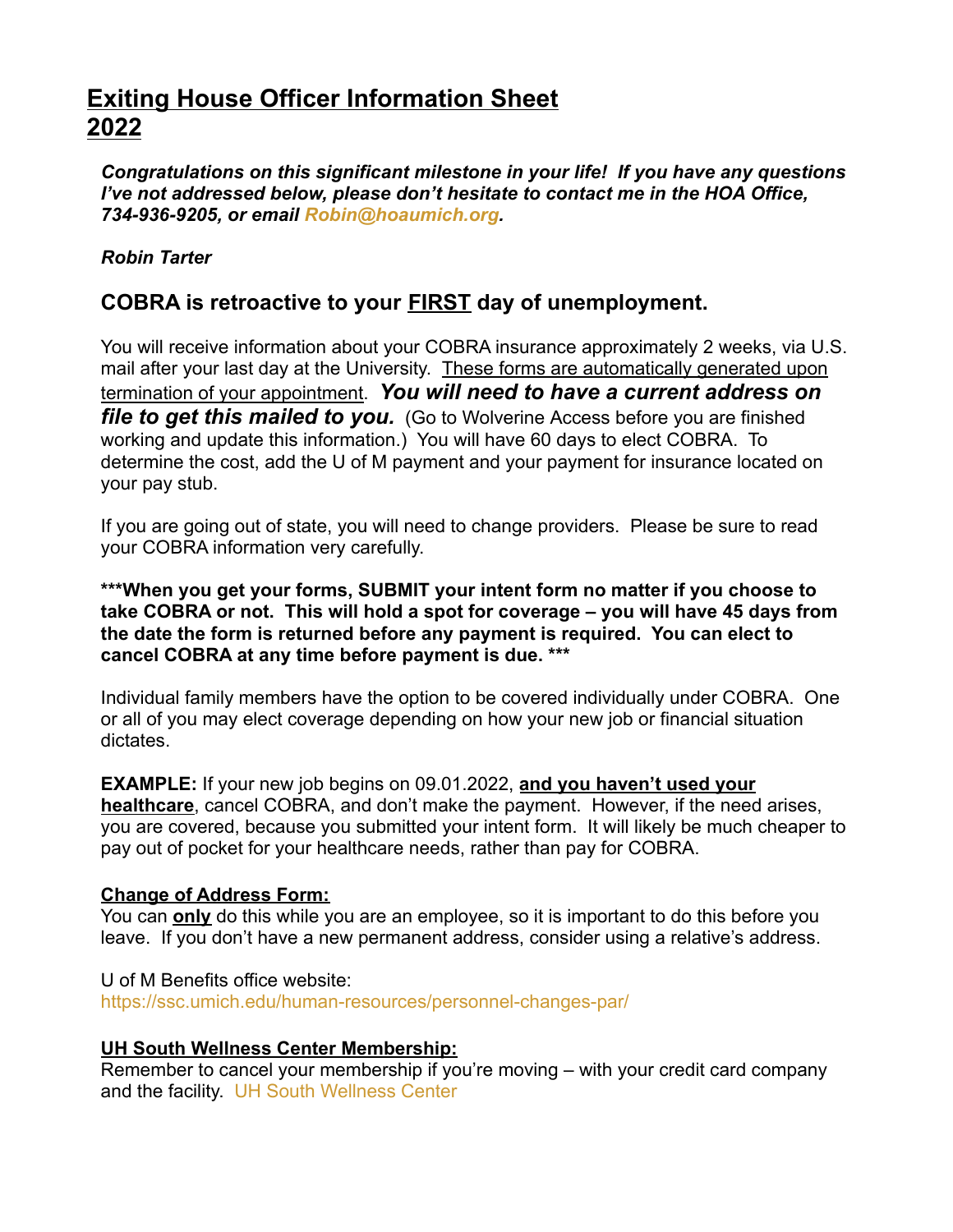# Exiting House Officer Information Sheet 2022

***Congratulations on this significant milestone in your life! If you have any questions I've not addressed below, please don't hesitate to contact me in the HOA Office, 734-936-9205, or email Robin@hoaumich.org.***

***Robin Tarter***

## COBRA is retroactive to your FIRST day of unemployment.

You will receive information about your COBRA insurance approximately 2 weeks, via U.S. mail after your last day at the University. These forms are automatically generated upon termination of your appointment. ***You will need to have a current address on file to get this mailed to you.*** (Go to Wolverine Access before you are finished working and update this information.) You will have 60 days to elect COBRA. To determine the cost, add the U of M payment and your payment for insurance located on your pay stub.

If you are going out of state, you will need to change providers. Please be sure to read your COBRA information very carefully.

**\*\*\*When you get your forms, SUBMIT your intent form no matter if you choose to take COBRA or not. This will hold a spot for coverage – you will have 45 days from the date the form is returned before any payment is required. You can elect to cancel COBRA at any time before payment is due. \*\*\***

Individual family members have the option to be covered individually under COBRA. One or all of you may elect coverage depending on how your new job or financial situation dictates.

**EXAMPLE:** If your new job begins on 09.01.2022, **and you haven't used your healthcare**, cancel COBRA, and don't make the payment. However, if the need arises, you are covered, because you submitted your intent form. It will likely be much cheaper to pay out of pocket for your healthcare needs, rather than pay for COBRA.

**Change of Address Form:**
You can **only** do this while you are an employee, so it is important to do this before you leave. If you don't have a new permanent address, consider using a relative's address.

U of M Benefits office website:
https://ssc.umich.edu/human-resources/personnel-changes-par/

**UH South Wellness Center Membership:**
Remember to cancel your membership if you're moving – with your credit card company and the facility. UH South Wellness Center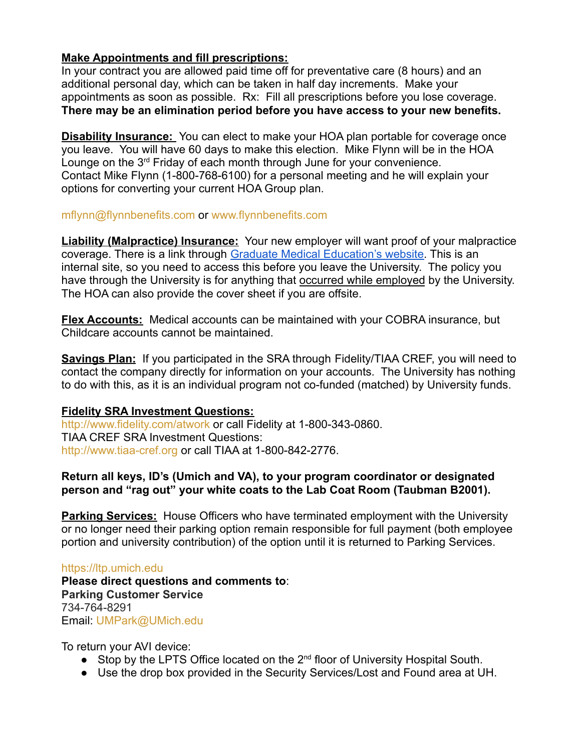**Make Appointments and fill prescriptions:**
In your contract you are allowed paid time off for preventative care (8 hours) and an additional personal day, which can be taken in half day increments. Make your appointments as soon as possible. Rx: Fill all prescriptions before you lose coverage.
**There may be an elimination period before you have access to your new benefits.**

**Disability Insurance:** You can elect to make your HOA plan portable for coverage once you leave. You will have 60 days to make this election. Mike Flynn will be in the HOA Lounge on the 3rd Friday of each month through June for your convenience.
Contact Mike Flynn (1-800-768-6100) for a personal meeting and he will explain your options for converting your current HOA Group plan.

mflynn@flynnbenefits.com or www.flynnbenefits.com

**Liability (Malpractice) Insurance:** Your new employer will want proof of your malpractice coverage. There is a link through Graduate Medical Education's website. This is an internal site, so you need to access this before you leave the University. The policy you have through the University is for anything that occurred while employed by the University. The HOA can also provide the cover sheet if you are offsite.

**Flex Accounts:** Medical accounts can be maintained with your COBRA insurance, but Childcare accounts cannot be maintained.

**Savings Plan:** If you participated in the SRA through Fidelity/TIAA CREF, you will need to contact the company directly for information on your accounts. The University has nothing to do with this, as it is an individual program not co-funded (matched) by University funds.

**Fidelity SRA Investment Questions:**
http://www.fidelity.com/atwork or call Fidelity at 1-800-343-0860.
TIAA CREF SRA Investment Questions:
http://www.tiaa-cref.org or call TIAA at 1-800-842-2776.

**Return all keys, ID's (Umich and VA), to your program coordinator or designated person and "rag out" your white coats to the Lab Coat Room (Taubman B2001).**

**Parking Services:** House Officers who have terminated employment with the University or no longer need their parking option remain responsible for full payment (both employee portion and university contribution) of the option until it is returned to Parking Services.

https://ltp.umich.edu
**Please direct questions and comments to**:
**Parking Customer Service**
734-764-8291
Email: UMPark@UMich.edu

To return your AVI device:

- Stop by the LPTS Office located on the 2nd floor of University Hospital South.
- Use the drop box provided in the Security Services/Lost and Found area at UH.